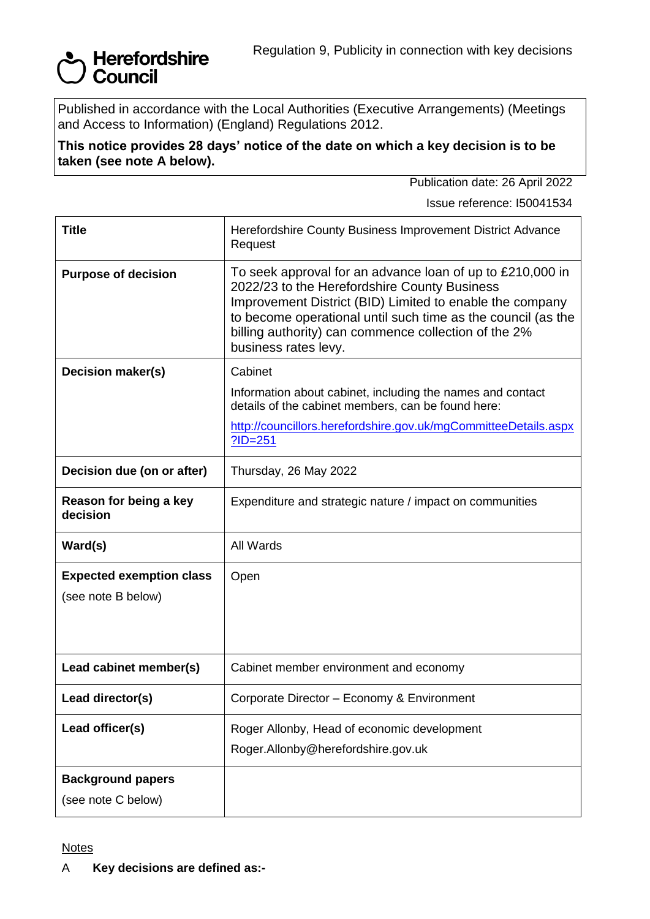**Herefordshire Council**

Regulation 9, Publicity in connection with key decisions

Published in accordance with the Local Authorities (Executive Arrangements) (Meetings and Access to Information) (England) Regulations 2012.

**This notice provides 28 days' notice of the date on which a key decision is to be taken (see note A below).**

Publication date: 26 April 2022

Issue reference: I50041534

| | |
|---|---|
| **Title** | Herefordshire County Business Improvement District Advance Request |
| **Purpose of decision** | To seek approval for an advance loan of up to £210,000 in 2022/23 to the Herefordshire County Business Improvement District (BID) Limited to enable the company to become operational until such time as the council (as the billing authority) can commence collection of the 2% business rates levy. |
| **Decision maker(s)** | Cabinet<br><br>Information about cabinet, including the names and contact details of the cabinet members, can be found here:<br><br>http://councillors.herefordshire.gov.uk/mgCommitteeDetails.aspx?ID=251 |
| **Decision due (on or after)** | Thursday, 26 May 2022 |
| **Reason for being a key decision** | Expenditure and strategic nature / impact on communities |
| **Ward(s)** | All Wards |
| **Expected exemption class**<br><br>(see note B below) | Open |
| **Lead cabinet member(s)** | Cabinet member environment and economy |
| **Lead director(s)** | Corporate Director – Economy & Environment |
| **Lead officer(s)** | Roger Allonby, Head of economic development<br><br>Roger.Allonby@herefordshire.gov.uk |
| **Background papers**<br><br>(see note C below) | |

Notes

A **Key decisions are defined as:-**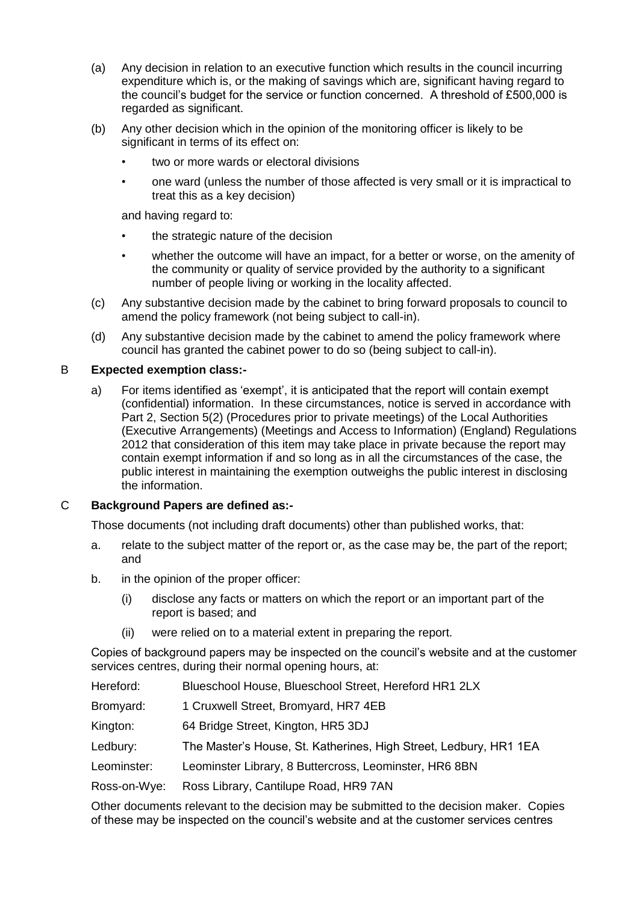(a) Any decision in relation to an executive function which results in the council incurring expenditure which is, or the making of savings which are, significant having regard to the council's budget for the service or function concerned. A threshold of £500,000 is regarded as significant.

(b) Any other decision which in the opinion of the monitoring officer is likely to be significant in terms of its effect on:

- two or more wards or electoral divisions
- one ward (unless the number of those affected is very small or it is impractical to treat this as a key decision)

and having regard to:

- the strategic nature of the decision
- whether the outcome will have an impact, for a better or worse, on the amenity of the community or quality of service provided by the authority to a significant number of people living or working in the locality affected.

(c) Any substantive decision made by the cabinet to bring forward proposals to council to amend the policy framework (not being subject to call-in).

(d) Any substantive decision made by the cabinet to amend the policy framework where council has granted the cabinet power to do so (being subject to call-in).

B **Expected exemption class:-**

a) For items identified as 'exempt', it is anticipated that the report will contain exempt (confidential) information. In these circumstances, notice is served in accordance with Part 2, Section 5(2) (Procedures prior to private meetings) of the Local Authorities (Executive Arrangements) (Meetings and Access to Information) (England) Regulations 2012 that consideration of this item may take place in private because the report may contain exempt information if and so long as in all the circumstances of the case, the public interest in maintaining the exemption outweighs the public interest in disclosing the information.

C **Background Papers are defined as:-**

Those documents (not including draft documents) other than published works, that:

a. relate to the subject matter of the report or, as the case may be, the part of the report; and

b. in the opinion of the proper officer:

   (i) disclose any facts or matters on which the report or an important part of the report is based; and

   (ii) were relied on to a material extent in preparing the report.

Copies of background papers may be inspected on the council's website and at the customer services centres, during their normal opening hours, at:

| | |
|---|---|
| Hereford: | Blueschool House, Blueschool Street, Hereford HR1 2LX |
| Bromyard: | 1 Cruxwell Street, Bromyard, HR7 4EB |
| Kington: | 64 Bridge Street, Kington, HR5 3DJ |
| Ledbury: | The Master's House, St. Katherines, High Street, Ledbury, HR1 1EA |
| Leominster: | Leominster Library, 8 Buttercross, Leominster, HR6 8BN |
| Ross-on-Wye: | Ross Library, Cantilupe Road, HR9 7AN |

Other documents relevant to the decision may be submitted to the decision maker. Copies of these may be inspected on the council's website and at the customer services centres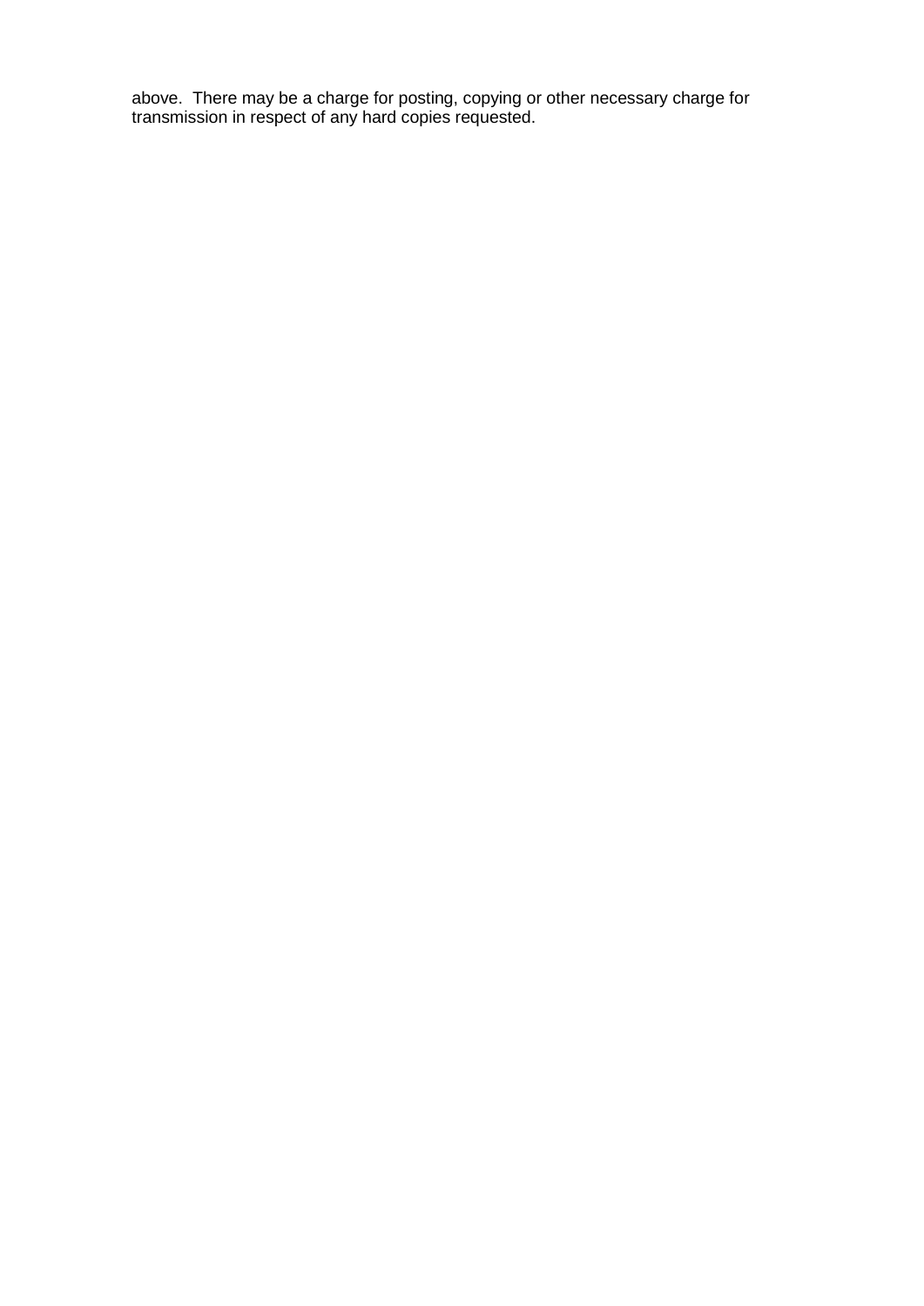above. There may be a charge for posting, copying or other necessary charge for transmission in respect of any hard copies requested.